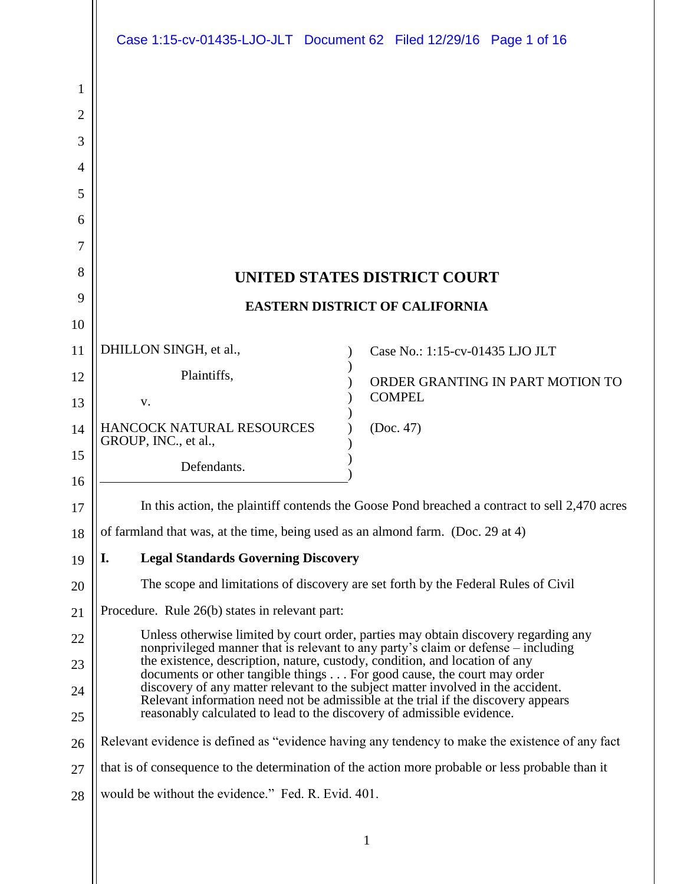UNITED STATES DISTRICT COURT

EASTERN DISTRICT OF CALIFORNIA

| | | |
|---|---|---|
| DHILLON SINGH, et al., Plaintiffs, v. HANCOCK NATURAL RESOURCES GROUP, INC., et al., Defendants. | ) ) ) ) ) ) ) ) ) | Case No.: 1:15-cv-01435 LJO JLT ORDER GRANTING IN PART MOTION TO COMPEL (Doc. 47) |

In this action, the plaintiff contends the Goose Pond breached a contract to sell 2,470 acres of farmland that was, at the time, being used as an almond farm. (Doc. 29 at 4)

## I. Legal Standards Governing Discovery

The scope and limitations of discovery are set forth by the Federal Rules of Civil Procedure. Rule 26(b) states in relevant part:

> Unless otherwise limited by court order, parties may obtain discovery regarding any nonprivileged manner that is relevant to any party's claim or defense – including the existence, description, nature, custody, condition, and location of any documents or other tangible things . . . For good cause, the court may order discovery of any matter relevant to the subject matter involved in the accident. Relevant information need not be admissible at the trial if the discovery appears reasonably calculated to lead to the discovery of admissible evidence.

Relevant evidence is defined as "evidence having any tendency to make the existence of any fact that is of consequence to the determination of the action more probable or less probable than it would be without the evidence." Fed. R. Evid. 401.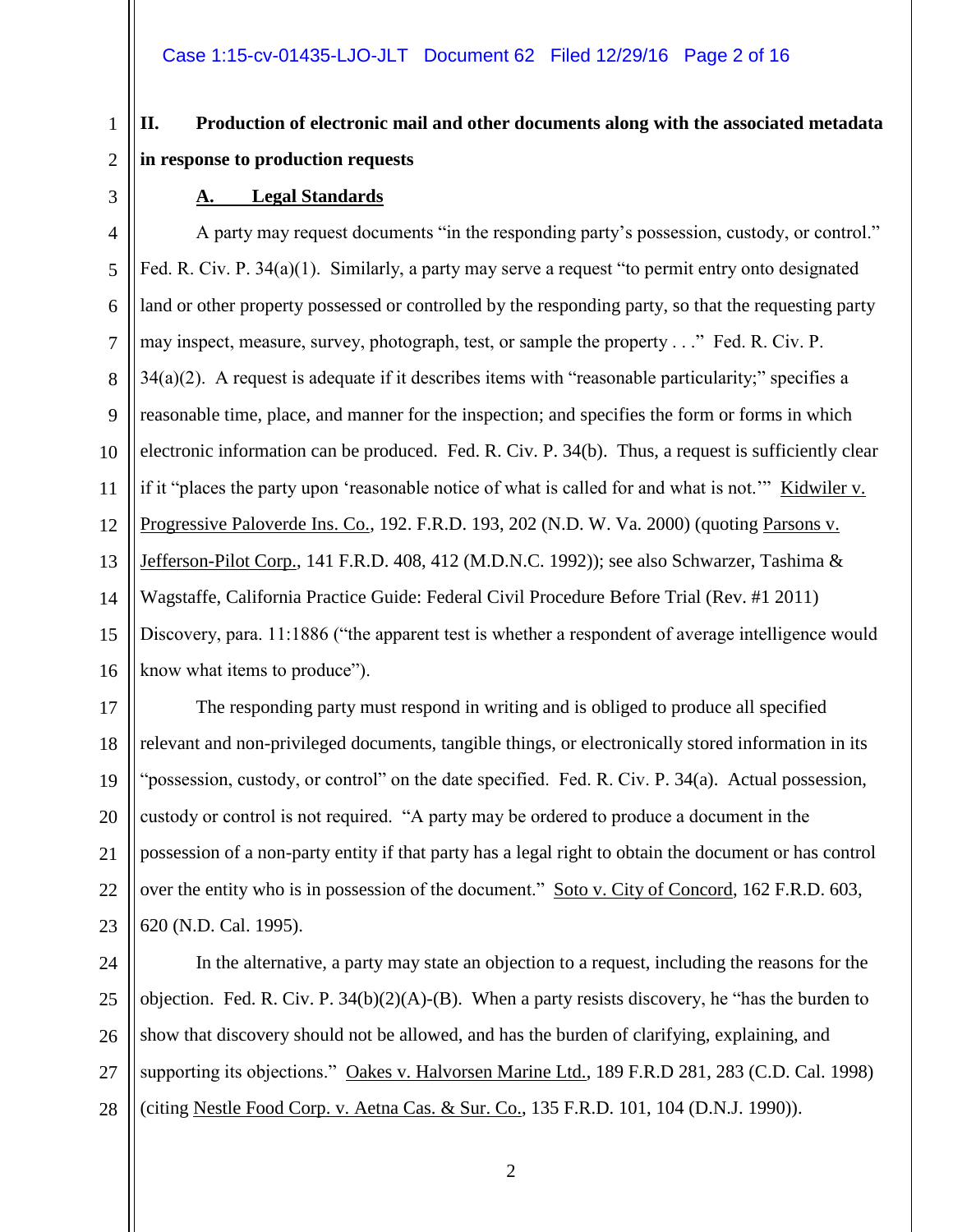## II. Production of electronic mail and other documents along with the associated metadata in response to production requests

### A. Legal Standards

A party may request documents "in the responding party's possession, custody, or control." Fed. R. Civ. P. 34(a)(1). Similarly, a party may serve a request "to permit entry onto designated land or other property possessed or controlled by the responding party, so that the requesting party may inspect, measure, survey, photograph, test, or sample the property . . ." Fed. R. Civ. P. 34(a)(2). A request is adequate if it describes items with "reasonable particularity;" specifies a reasonable time, place, and manner for the inspection; and specifies the form or forms in which electronic information can be produced. Fed. R. Civ. P. 34(b). Thus, a request is sufficiently clear if it "places the party upon 'reasonable notice of what is called for and what is not.'" Kidwiler v. Progressive Paloverde Ins. Co., 192. F.R.D. 193, 202 (N.D. W. Va. 2000) (quoting Parsons v. Jefferson-Pilot Corp., 141 F.R.D. 408, 412 (M.D.N.C. 1992)); see also Schwarzer, Tashima & Wagstaffe, California Practice Guide: Federal Civil Procedure Before Trial (Rev. #1 2011) Discovery, para. 11:1886 ("the apparent test is whether a respondent of average intelligence would know what items to produce").

The responding party must respond in writing and is obliged to produce all specified relevant and non-privileged documents, tangible things, or electronically stored information in its "possession, custody, or control" on the date specified. Fed. R. Civ. P. 34(a). Actual possession, custody or control is not required. "A party may be ordered to produce a document in the possession of a non-party entity if that party has a legal right to obtain the document or has control over the entity who is in possession of the document." Soto v. City of Concord, 162 F.R.D. 603, 620 (N.D. Cal. 1995).

In the alternative, a party may state an objection to a request, including the reasons for the objection. Fed. R. Civ. P. 34(b)(2)(A)-(B). When a party resists discovery, he "has the burden to show that discovery should not be allowed, and has the burden of clarifying, explaining, and supporting its objections." Oakes v. Halvorsen Marine Ltd., 189 F.R.D 281, 283 (C.D. Cal. 1998) (citing Nestle Food Corp. v. Aetna Cas. & Sur. Co., 135 F.R.D. 101, 104 (D.N.J. 1990)).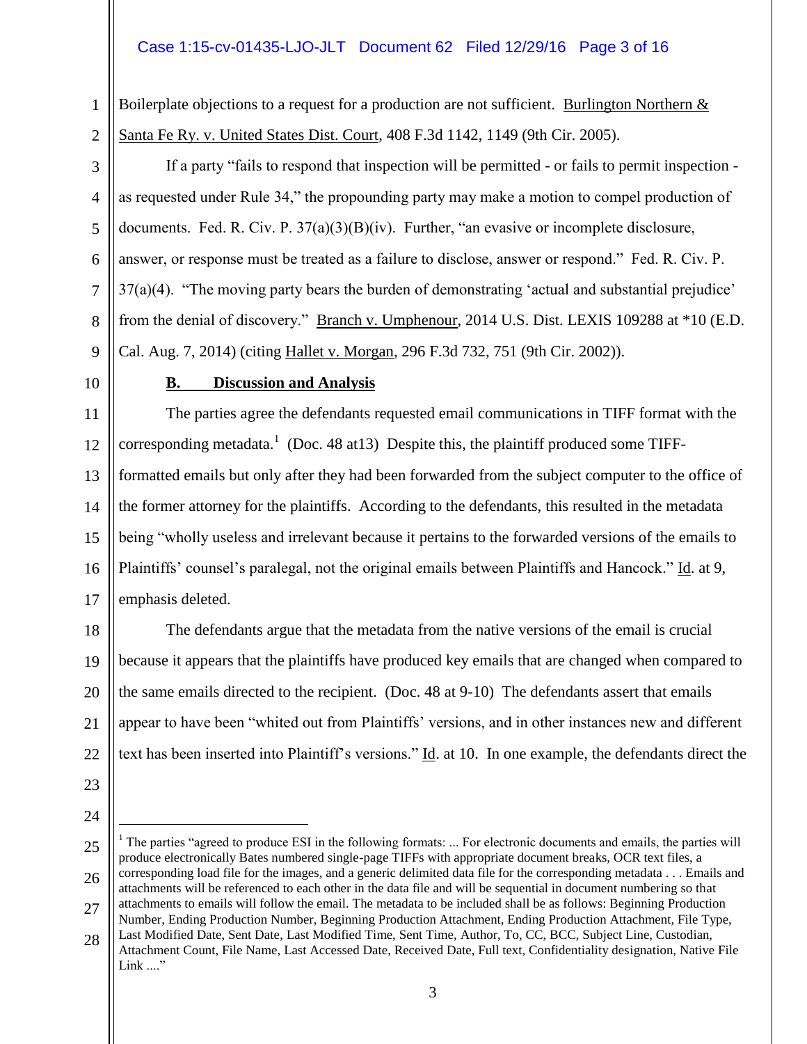Boilerplate objections to a request for a production are not sufficient. Burlington Northern & Santa Fe Ry. v. United States Dist. Court, 408 F.3d 1142, 1149 (9th Cir. 2005).

If a party "fails to respond that inspection will be permitted - or fails to permit inspection - as requested under Rule 34," the propounding party may make a motion to compel production of documents. Fed. R. Civ. P. 37(a)(3)(B)(iv). Further, "an evasive or incomplete disclosure, answer, or response must be treated as a failure to disclose, answer or respond." Fed. R. Civ. P. 37(a)(4). "The moving party bears the burden of demonstrating 'actual and substantial prejudice' from the denial of discovery." Branch v. Umphenour, 2014 U.S. Dist. LEXIS 109288 at *10 (E.D. Cal. Aug. 7, 2014) (citing Hallet v. Morgan, 296 F.3d 732, 751 (9th Cir. 2002)).

**B. Discussion and Analysis**

The parties agree the defendants requested email communications in TIFF format with the corresponding metadata.[1] (Doc. 48 at13) Despite this, the plaintiff produced some TIFF-formatted emails but only after they had been forwarded from the subject computer to the office of the former attorney for the plaintiffs. According to the defendants, this resulted in the metadata being "wholly useless and irrelevant because it pertains to the forwarded versions of the emails to Plaintiffs' counsel's paralegal, not the original emails between Plaintiffs and Hancock." Id. at 9, emphasis deleted.

The defendants argue that the metadata from the native versions of the email is crucial because it appears that the plaintiffs have produced key emails that are changed when compared to the same emails directed to the recipient. (Doc. 48 at 9-10) The defendants assert that emails appear to have been "whited out from Plaintiffs' versions, and in other instances new and different text has been inserted into Plaintiff's versions." Id. at 10. In one example, the defendants direct the

---

[1] The parties "agreed to produce ESI in the following formats: ... For electronic documents and emails, the parties will produce electronically Bates numbered single-page TIFFs with appropriate document breaks, OCR text files, a corresponding load file for the images, and a generic delimited data file for the corresponding metadata . . . Emails and attachments will be referenced to each other in the data file and will be sequential in document numbering so that attachments to emails will follow the email. The metadata to be included shall be as follows: Beginning Production Number, Ending Production Number, Beginning Production Attachment, Ending Production Attachment, File Type, Last Modified Date, Sent Date, Last Modified Time, Sent Time, Author, To, CC, BCC, Subject Line, Custodian, Attachment Count, File Name, Last Accessed Date, Received Date, Full text, Confidentiality designation, Native File Link ...."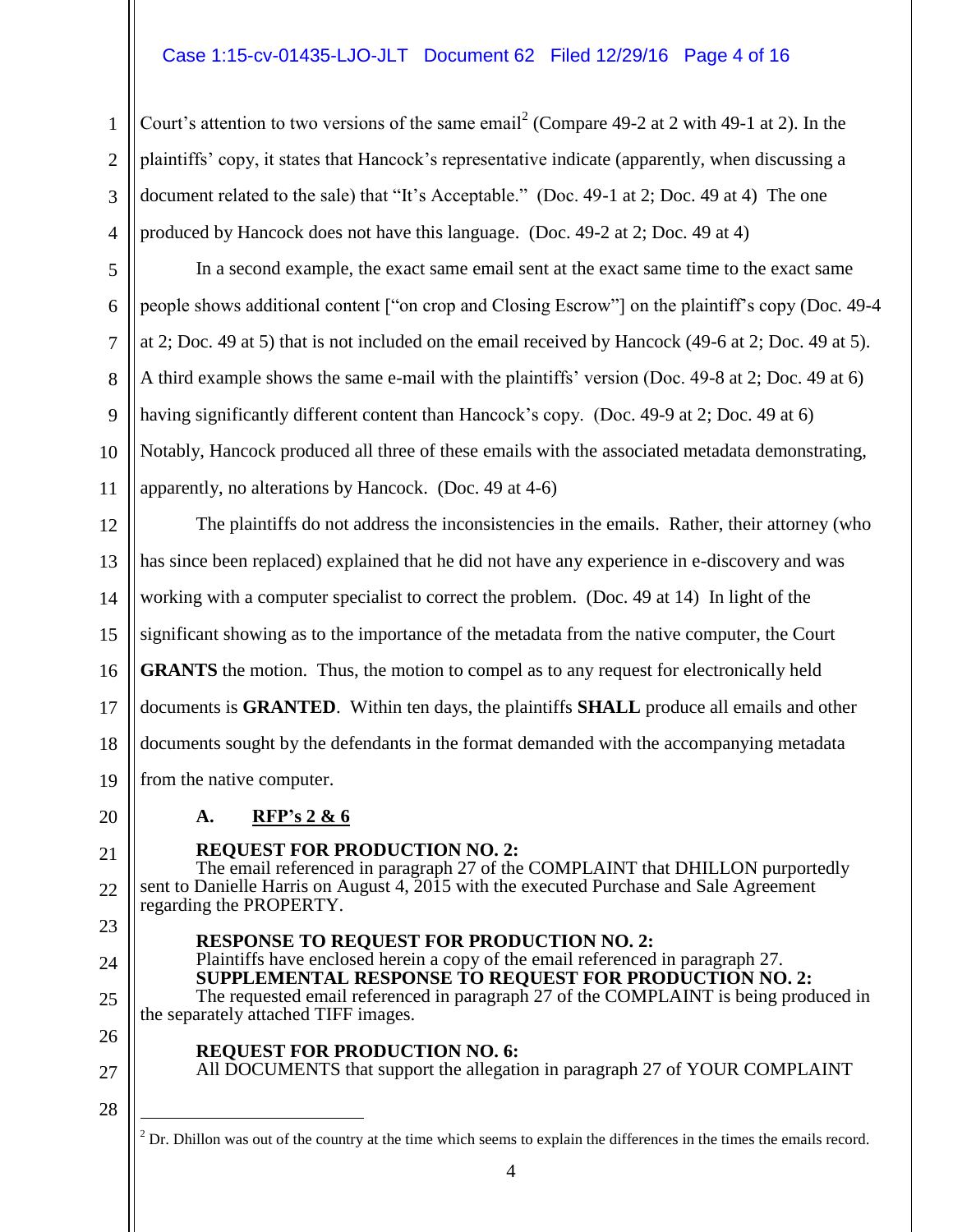Court's attention to two versions of the same email[2] (Compare 49-2 at 2 with 49-1 at 2). In the plaintiffs' copy, it states that Hancock's representative indicate (apparently, when discussing a document related to the sale) that "It's Acceptable." (Doc. 49-1 at 2; Doc. 49 at 4) The one produced by Hancock does not have this language. (Doc. 49-2 at 2; Doc. 49 at 4)

In a second example, the exact same email sent at the exact same time to the exact same people shows additional content ["on crop and Closing Escrow"] on the plaintiff's copy (Doc. 49-4 at 2; Doc. 49 at 5) that is not included on the email received by Hancock (49-6 at 2; Doc. 49 at 5). A third example shows the same e-mail with the plaintiffs' version (Doc. 49-8 at 2; Doc. 49 at 6) having significantly different content than Hancock's copy. (Doc. 49-9 at 2; Doc. 49 at 6) Notably, Hancock produced all three of these emails with the associated metadata demonstrating, apparently, no alterations by Hancock. (Doc. 49 at 4-6)

The plaintiffs do not address the inconsistencies in the emails. Rather, their attorney (who has since been replaced) explained that he did not have any experience in e-discovery and was working with a computer specialist to correct the problem. (Doc. 49 at 14) In light of the significant showing as to the importance of the metadata from the native computer, the Court **GRANTS** the motion. Thus, the motion to compel as to any request for electronically held documents is **GRANTED**. Within ten days, the plaintiffs **SHALL** produce all emails and other documents sought by the defendants in the format demanded with the accompanying metadata from the native computer.

### A. RFP's 2 & 6

**REQUEST FOR PRODUCTION NO. 2:**
The email referenced in paragraph 27 of the COMPLAINT that DHILLON purportedly sent to Danielle Harris on August 4, 2015 with the executed Purchase and Sale Agreement regarding the PROPERTY.

**RESPONSE TO REQUEST FOR PRODUCTION NO. 2:**
Plaintiffs have enclosed herein a copy of the email referenced in paragraph 27.
**SUPPLEMENTAL RESPONSE TO REQUEST FOR PRODUCTION NO. 2:**
The requested email referenced in paragraph 27 of the COMPLAINT is being produced in the separately attached TIFF images.

**REQUEST FOR PRODUCTION NO. 6:**
All DOCUMENTS that support the allegation in paragraph 27 of YOUR COMPLAINT

---

[2] Dr. Dhillon was out of the country at the time which seems to explain the differences in the times the emails record.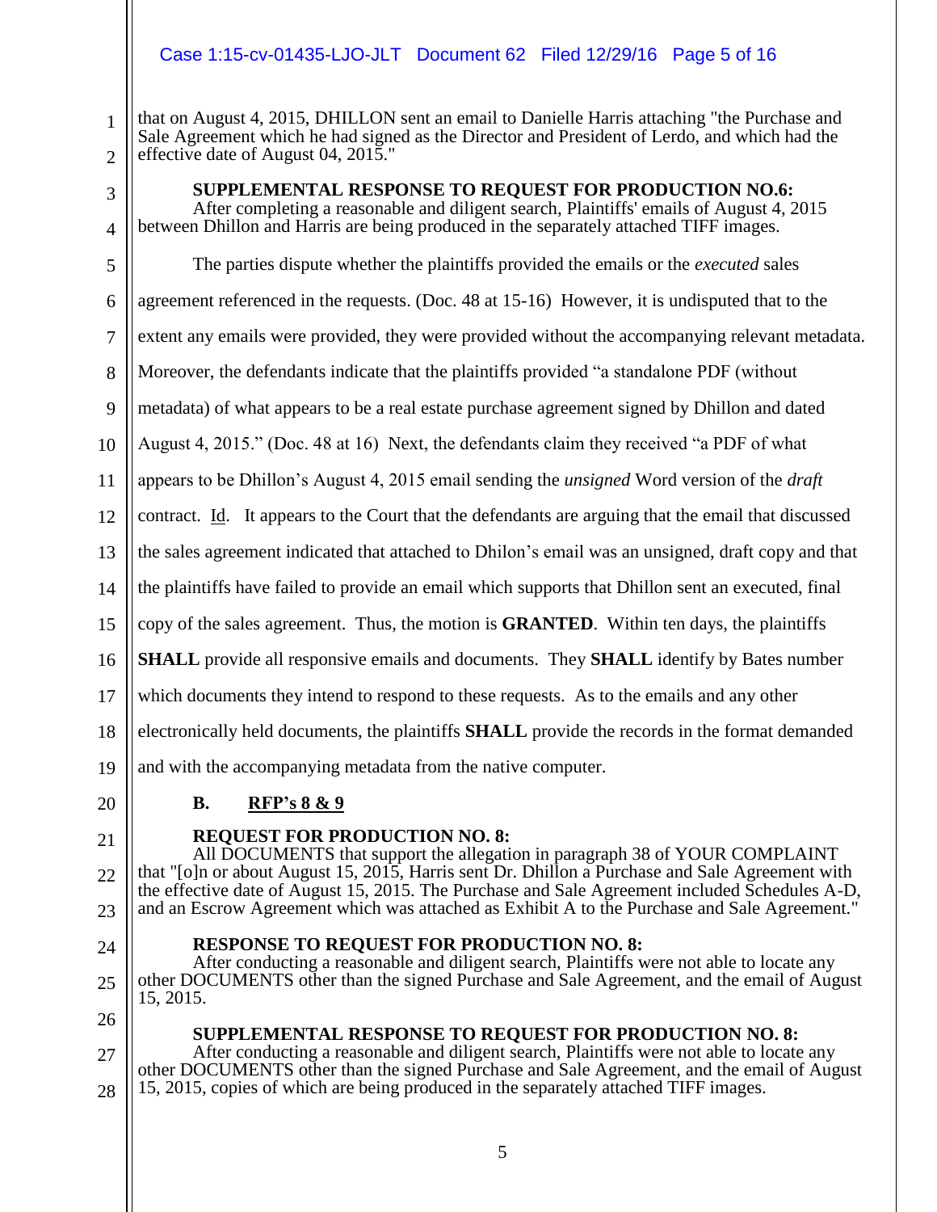that on August 4, 2015, DHILLON sent an email to Danielle Harris attaching "the Purchase and Sale Agreement which he had signed as the Director and President of Lerdo, and which had the effective date of August 04, 2015."

**SUPPLEMENTAL RESPONSE TO REQUEST FOR PRODUCTION NO.6:**

After completing a reasonable and diligent search, Plaintiffs' emails of August 4, 2015 between Dhillon and Harris are being produced in the separately attached TIFF images.

The parties dispute whether the plaintiffs provided the emails or the *executed* sales agreement referenced in the requests. (Doc. 48 at 15-16) However, it is undisputed that to the extent any emails were provided, they were provided without the accompanying relevant metadata. Moreover, the defendants indicate that the plaintiffs provided "a standalone PDF (without metadata) of what appears to be a real estate purchase agreement signed by Dhillon and dated August 4, 2015." (Doc. 48 at 16) Next, the defendants claim they received "a PDF of what appears to be Dhillon's August 4, 2015 email sending the *unsigned* Word version of the *draft* contract. Id. It appears to the Court that the defendants are arguing that the email that discussed the sales agreement indicated that attached to Dhilon's email was an unsigned, draft copy and that the plaintiffs have failed to provide an email which supports that Dhillon sent an executed, final copy of the sales agreement. Thus, the motion is **GRANTED**. Within ten days, the plaintiffs **SHALL** provide all responsive emails and documents. They **SHALL** identify by Bates number which documents they intend to respond to these requests. As to the emails and any other electronically held documents, the plaintiffs **SHALL** provide the records in the format demanded and with the accompanying metadata from the native computer.

**B. RFP's 8 & 9**

**REQUEST FOR PRODUCTION NO. 8:**

All DOCUMENTS that support the allegation in paragraph 38 of YOUR COMPLAINT that "[o]n or about August 15, 2015, Harris sent Dr. Dhillon a Purchase and Sale Agreement with the effective date of August 15, 2015. The Purchase and Sale Agreement included Schedules A-D, and an Escrow Agreement which was attached as Exhibit A to the Purchase and Sale Agreement."

**RESPONSE TO REQUEST FOR PRODUCTION NO. 8:**

After conducting a reasonable and diligent search, Plaintiffs were not able to locate any other DOCUMENTS other than the signed Purchase and Sale Agreement, and the email of August 15, 2015.

**SUPPLEMENTAL RESPONSE TO REQUEST FOR PRODUCTION NO. 8:**

After conducting a reasonable and diligent search, Plaintiffs were not able to locate any other DOCUMENTS other than the signed Purchase and Sale Agreement, and the email of August 15, 2015, copies of which are being produced in the separately attached TIFF images.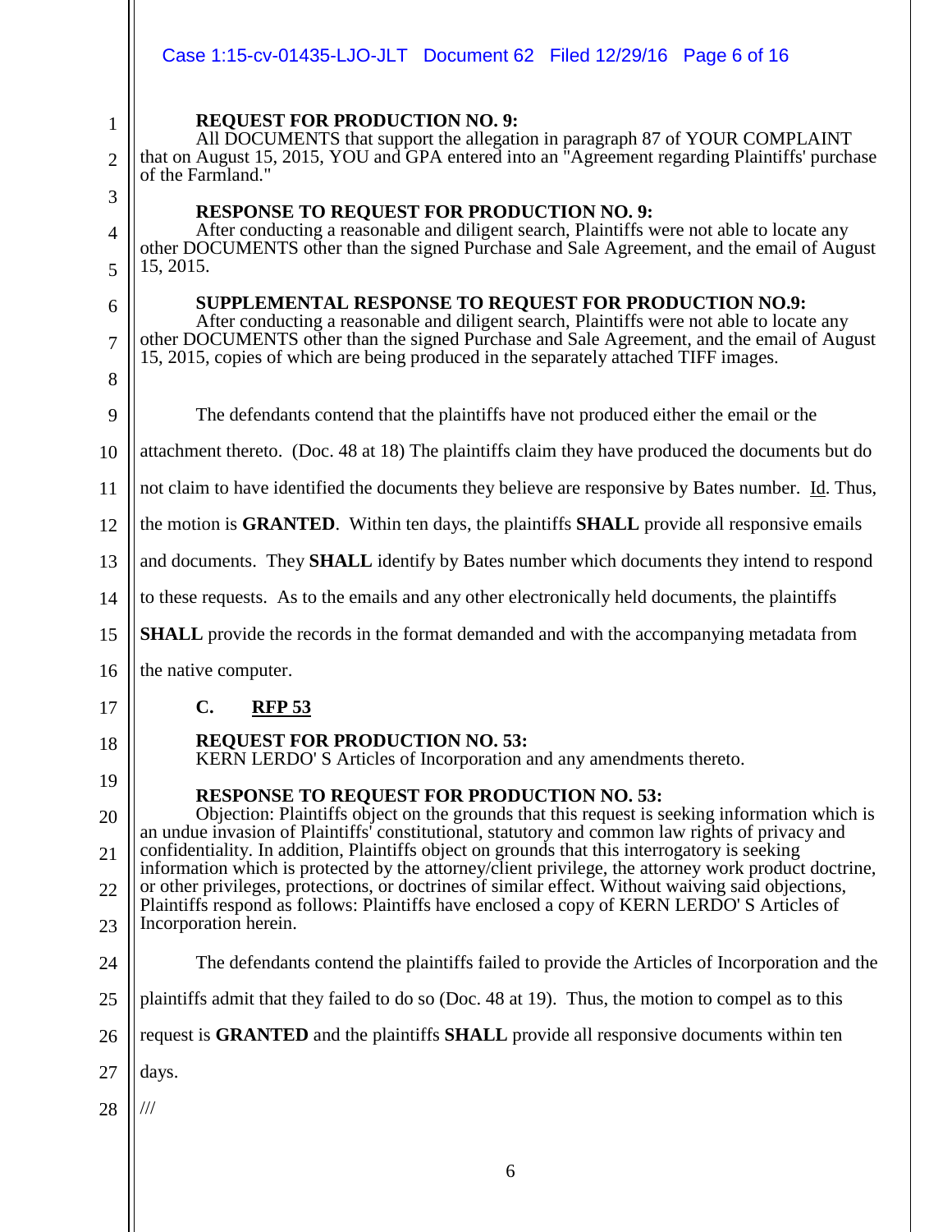**REQUEST FOR PRODUCTION NO. 9:**

All DOCUMENTS that support the allegation in paragraph 87 of YOUR COMPLAINT that on August 15, 2015, YOU and GPA entered into an "Agreement regarding Plaintiffs' purchase of the Farmland."

**RESPONSE TO REQUEST FOR PRODUCTION NO. 9:**

After conducting a reasonable and diligent search, Plaintiffs were not able to locate any other DOCUMENTS other than the signed Purchase and Sale Agreement, and the email of August 15, 2015.

**SUPPLEMENTAL RESPONSE TO REQUEST FOR PRODUCTION NO.9:**

After conducting a reasonable and diligent search, Plaintiffs were not able to locate any other DOCUMENTS other than the signed Purchase and Sale Agreement, and the email of August 15, 2015, copies of which are being produced in the separately attached TIFF images.

The defendants contend that the plaintiffs have not produced either the email or the attachment thereto. (Doc. 48 at 18) The plaintiffs claim they have produced the documents but do not claim to have identified the documents they believe are responsive by Bates number. Id. Thus, the motion is **GRANTED**. Within ten days, the plaintiffs **SHALL** provide all responsive emails and documents. They **SHALL** identify by Bates number which documents they intend to respond to these requests. As to the emails and any other electronically held documents, the plaintiffs **SHALL** provide the records in the format demanded and with the accompanying metadata from the native computer.

### C. RFP 53

**REQUEST FOR PRODUCTION NO. 53:**

KERN LERDO' S Articles of Incorporation and any amendments thereto.

**RESPONSE TO REQUEST FOR PRODUCTION NO. 53:**

Objection: Plaintiffs object on the grounds that this request is seeking information which is an undue invasion of Plaintiffs' constitutional, statutory and common law rights of privacy and confidentiality. In addition, Plaintiffs object on grounds that this interrogatory is seeking information which is protected by the attorney/client privilege, the attorney work product doctrine, or other privileges, protections, or doctrines of similar effect. Without waiving said objections, Plaintiffs respond as follows: Plaintiffs have enclosed a copy of KERN LERDO' S Articles of Incorporation herein.

The defendants contend the plaintiffs failed to provide the Articles of Incorporation and the plaintiffs admit that they failed to do so (Doc. 48 at 19). Thus, the motion to compel as to this request is **GRANTED** and the plaintiffs **SHALL** provide all responsive documents within ten days.

///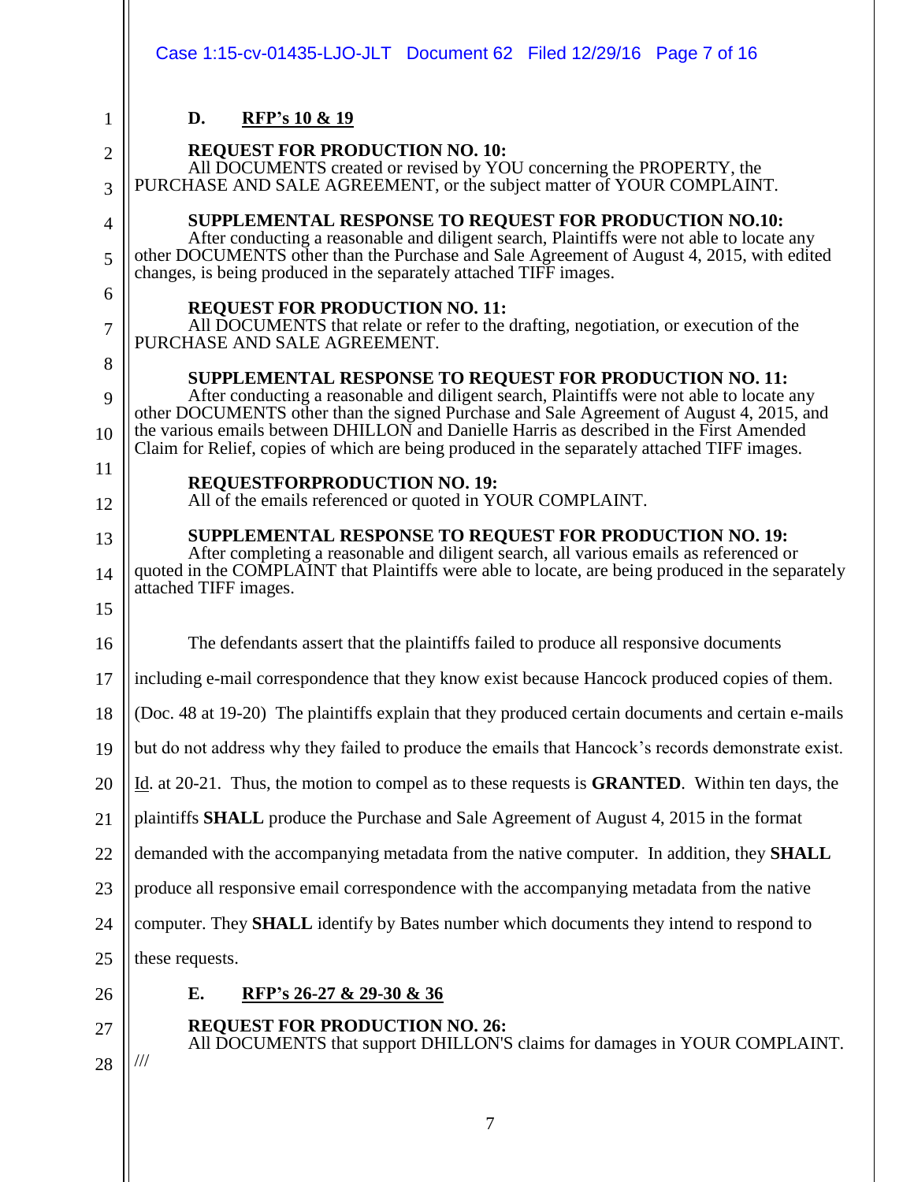### D. RFP's 10 & 19

**REQUEST FOR PRODUCTION NO. 10:**
All DOCUMENTS created or revised by YOU concerning the PROPERTY, the PURCHASE AND SALE AGREEMENT, or the subject matter of YOUR COMPLAINT.

**SUPPLEMENTAL RESPONSE TO REQUEST FOR PRODUCTION NO.10:**
After conducting a reasonable and diligent search, Plaintiffs were not able to locate any other DOCUMENTS other than the Purchase and Sale Agreement of August 4, 2015, with edited changes, is being produced in the separately attached TIFF images.

**REQUEST FOR PRODUCTION NO. 11:**
All DOCUMENTS that relate or refer to the drafting, negotiation, or execution of the PURCHASE AND SALE AGREEMENT.

**SUPPLEMENTAL RESPONSE TO REQUEST FOR PRODUCTION NO. 11:**
After conducting a reasonable and diligent search, Plaintiffs were not able to locate any other DOCUMENTS other than the signed Purchase and Sale Agreement of August 4, 2015, and the various emails between DHILLON and Danielle Harris as described in the First Amended Claim for Relief, copies of which are being produced in the separately attached TIFF images.

**REQUESTFORPRODUCTION NO. 19:**
All of the emails referenced or quoted in YOUR COMPLAINT.

**SUPPLEMENTAL RESPONSE TO REQUEST FOR PRODUCTION NO. 19:**
After completing a reasonable and diligent search, all various emails as referenced or quoted in the COMPLAINT that Plaintiffs were able to locate, are being produced in the separately attached TIFF images.

The defendants assert that the plaintiffs failed to produce all responsive documents including e-mail correspondence that they know exist because Hancock produced copies of them. (Doc. 48 at 19-20) The plaintiffs explain that they produced certain documents and certain e-mails but do not address why they failed to produce the emails that Hancock's records demonstrate exist. Id. at 20-21. Thus, the motion to compel as to these requests is **GRANTED**. Within ten days, the plaintiffs **SHALL** produce the Purchase and Sale Agreement of August 4, 2015 in the format demanded with the accompanying metadata from the native computer. In addition, they **SHALL** produce all responsive email correspondence with the accompanying metadata from the native computer. They **SHALL** identify by Bates number which documents they intend to respond to these requests.

### E. RFP's 26-27 & 29-30 & 36

**REQUEST FOR PRODUCTION NO. 26:**
All DOCUMENTS that support DHILLON'S claims for damages in YOUR COMPLAINT.

///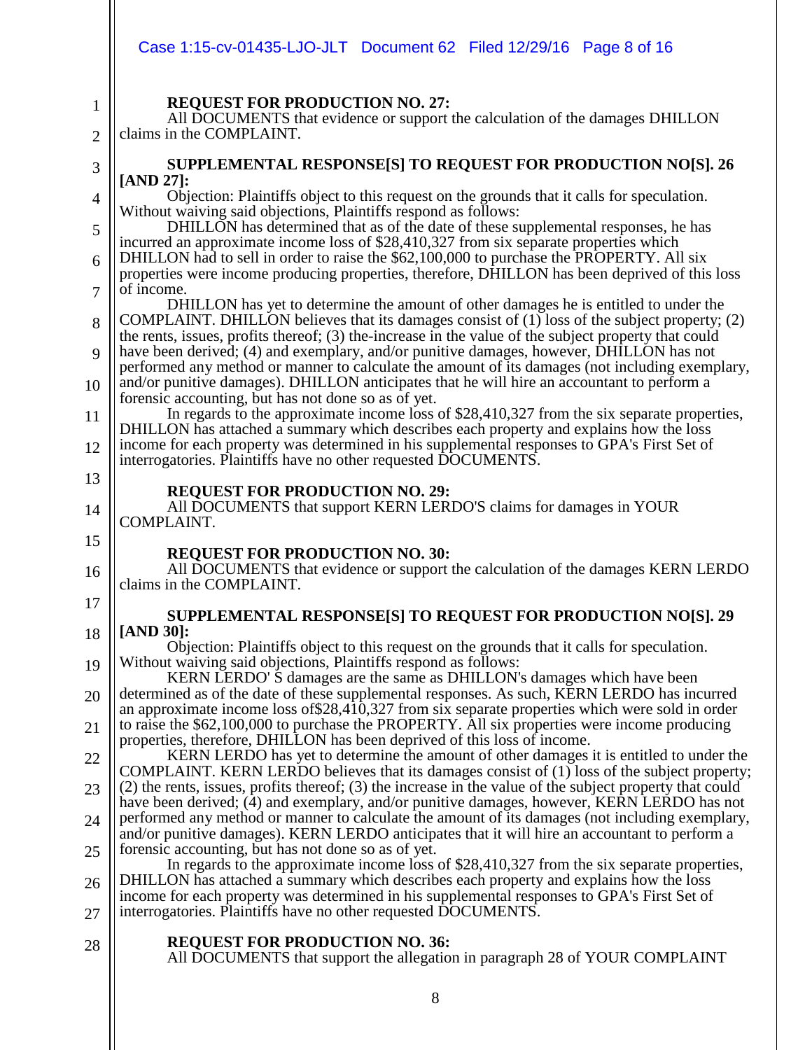**REQUEST FOR PRODUCTION NO. 27:**

All DOCUMENTS that evidence or support the calculation of the damages DHILLON claims in the COMPLAINT.

**SUPPLEMENTAL RESPONSE[S] TO REQUEST FOR PRODUCTION NO[S]. 26 [AND 27]:**

Objection: Plaintiffs object to this request on the grounds that it calls for speculation. Without waiving said objections, Plaintiffs respond as follows:

DHILLON has determined that as of the date of these supplemental responses, he has incurred an approximate income loss of $28,410,327 from six separate properties which DHILLON had to sell in order to raise the $62,100,000 to purchase the PROPERTY. All six properties were income producing properties, therefore, DHILLON has been deprived of this loss of income.

DHILLON has yet to determine the amount of other damages he is entitled to under the COMPLAINT. DHILLON believes that its damages consist of (1) loss of the subject property; (2) the rents, issues, profits thereof; (3) the-increase in the value of the subject property that could have been derived; (4) and exemplary, and/or punitive damages, however, DHILLON has not performed any method or manner to calculate the amount of its damages (not including exemplary, and/or punitive damages). DHILLON anticipates that he will hire an accountant to perform a forensic accounting, but has not done so as of yet.

In regards to the approximate income loss of $28,410,327 from the six separate properties, DHILLON has attached a summary which describes each property and explains how the loss income for each property was determined in his supplemental responses to GPA's First Set of interrogatories. Plaintiffs have no other requested DOCUMENTS.

**REQUEST FOR PRODUCTION NO. 29:**

All DOCUMENTS that support KERN LERDO'S claims for damages in YOUR COMPLAINT.

**REQUEST FOR PRODUCTION NO. 30:**

All DOCUMENTS that evidence or support the calculation of the damages KERN LERDO claims in the COMPLAINT.

**SUPPLEMENTAL RESPONSE[S] TO REQUEST FOR PRODUCTION NO[S]. 29 [AND 30]:**

Objection: Plaintiffs object to this request on the grounds that it calls for speculation. Without waiving said objections, Plaintiffs respond as follows:

KERN LERDO' S damages are the same as DHILLON's damages which have been determined as of the date of these supplemental responses. As such, KERN LERDO has incurred an approximate income loss of$28,410,327 from six separate properties which were sold in order to raise the $62,100,000 to purchase the PROPERTY. All six properties were income producing properties, therefore, DHILLON has been deprived of this loss of income.

KERN LERDO has yet to determine the amount of other damages it is entitled to under the COMPLAINT. KERN LERDO believes that its damages consist of (1) loss of the subject property; (2) the rents, issues, profits thereof; (3) the increase in the value of the subject property that could have been derived; (4) and exemplary, and/or punitive damages, however, KERN LERDO has not performed any method or manner to calculate the amount of its damages (not including exemplary, and/or punitive damages). KERN LERDO anticipates that it will hire an accountant to perform a forensic accounting, but has not done so as of yet.

In regards to the approximate income loss of $28,410,327 from the six separate properties, DHILLON has attached a summary which describes each property and explains how the loss income for each property was determined in his supplemental responses to GPA's First Set of interrogatories. Plaintiffs have no other requested DOCUMENTS.

**REQUEST FOR PRODUCTION NO. 36:**

All DOCUMENTS that support the allegation in paragraph 28 of YOUR COMPLAINT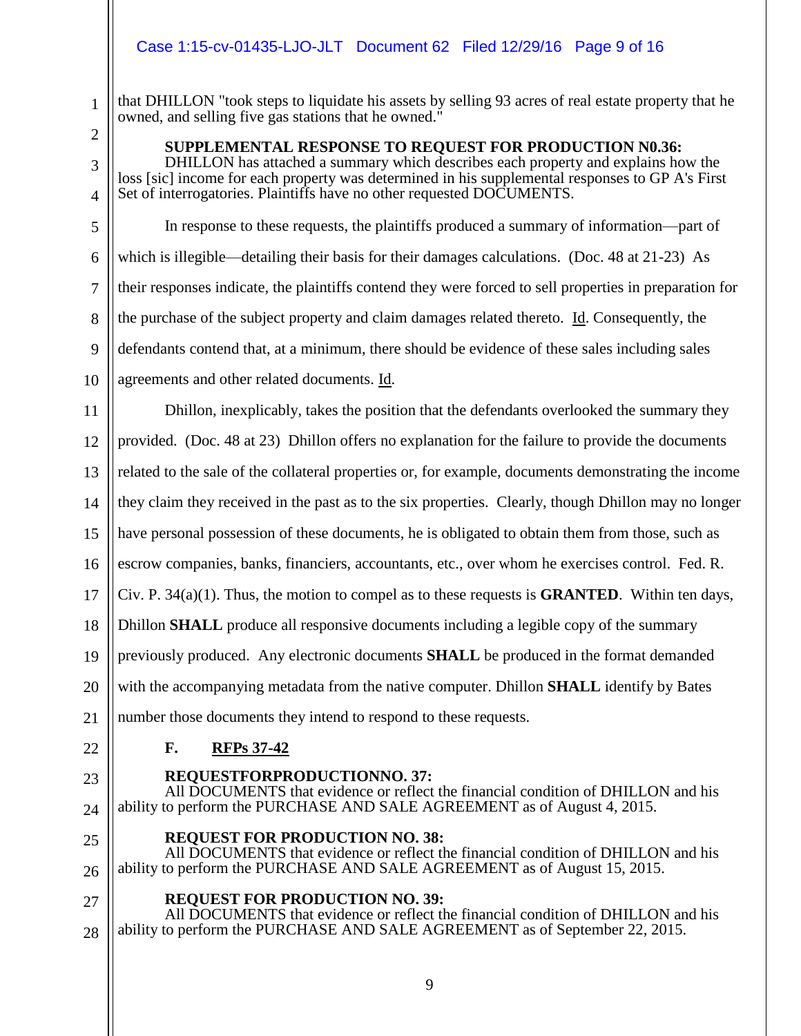that DHILLON "took steps to liquidate his assets by selling 93 acres of real estate property that he owned, and selling five gas stations that he owned."

**SUPPLEMENTAL RESPONSE TO REQUEST FOR PRODUCTION N0.36:**
DHILLON has attached a summary which describes each property and explains how the loss [sic] income for each property was determined in his supplemental responses to GP A's First Set of interrogatories. Plaintiffs have no other requested DOCUMENTS.

In response to these requests, the plaintiffs produced a summary of information—part of which is illegible—detailing their basis for their damages calculations. (Doc. 48 at 21-23) As their responses indicate, the plaintiffs contend they were forced to sell properties in preparation for the purchase of the subject property and claim damages related thereto. Id. Consequently, the defendants contend that, at a minimum, there should be evidence of these sales including sales agreements and other related documents. Id.

Dhillon, inexplicably, takes the position that the defendants overlooked the summary they provided. (Doc. 48 at 23) Dhillon offers no explanation for the failure to provide the documents related to the sale of the collateral properties or, for example, documents demonstrating the income they claim they received in the past as to the six properties. Clearly, though Dhillon may no longer have personal possession of these documents, he is obligated to obtain them from those, such as escrow companies, banks, financiers, accountants, etc., over whom he exercises control. Fed. R. Civ. P. 34(a)(1). Thus, the motion to compel as to these requests is **GRANTED**. Within ten days, Dhillon **SHALL** produce all responsive documents including a legible copy of the summary previously produced. Any electronic documents **SHALL** be produced in the format demanded with the accompanying metadata from the native computer. Dhillon **SHALL** identify by Bates number those documents they intend to respond to these requests.

### F. RFPs 37-42

**REQUESTFORPRODUCTIONNO. 37:**
All DOCUMENTS that evidence or reflect the financial condition of DHILLON and his ability to perform the PURCHASE AND SALE AGREEMENT as of August 4, 2015.

**REQUEST FOR PRODUCTION NO. 38:**
All DOCUMENTS that evidence or reflect the financial condition of DHILLON and his ability to perform the PURCHASE AND SALE AGREEMENT as of August 15, 2015.

**REQUEST FOR PRODUCTION NO. 39:**
All DOCUMENTS that evidence or reflect the financial condition of DHILLON and his ability to perform the PURCHASE AND SALE AGREEMENT as of September 22, 2015.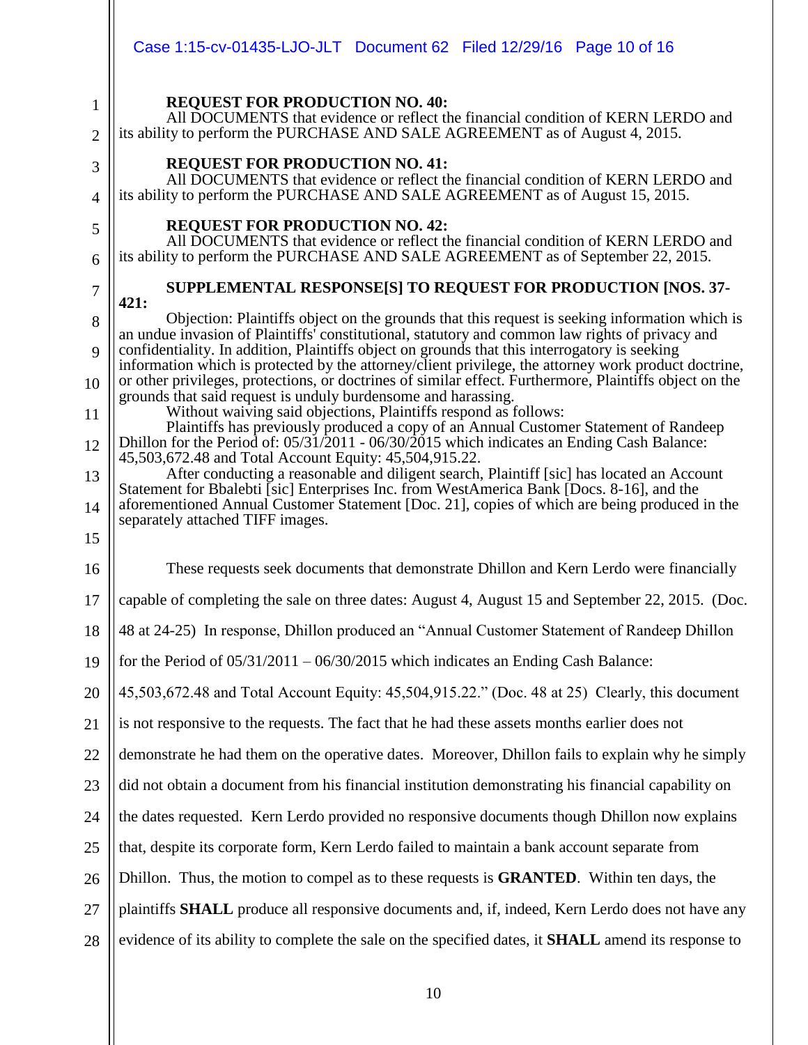**REQUEST FOR PRODUCTION NO. 40:**
All DOCUMENTS that evidence or reflect the financial condition of KERN LERDO and its ability to perform the PURCHASE AND SALE AGREEMENT as of August 4, 2015.

**REQUEST FOR PRODUCTION NO. 41:**
All DOCUMENTS that evidence or reflect the financial condition of KERN LERDO and its ability to perform the PURCHASE AND SALE AGREEMENT as of August 15, 2015.

**REQUEST FOR PRODUCTION NO. 42:**
All DOCUMENTS that evidence or reflect the financial condition of KERN LERDO and its ability to perform the PURCHASE AND SALE AGREEMENT as of September 22, 2015.

**SUPPLEMENTAL RESPONSE[S] TO REQUEST FOR PRODUCTION [NOS. 37-421:**
Objection: Plaintiffs object on the grounds that this request is seeking information which is an undue invasion of Plaintiffs' constitutional, statutory and common law rights of privacy and confidentiality. In addition, Plaintiffs object on grounds that this interrogatory is seeking information which is protected by the attorney/client privilege, the attorney work product doctrine, or other privileges, protections, or doctrines of similar effect. Furthermore, Plaintiffs object on the grounds that said request is unduly burdensome and harassing.
Without waiving said objections, Plaintiffs respond as follows:
Plaintiffs has previously produced a copy of an Annual Customer Statement of Randeep Dhillon for the Period of: 05/31/2011 - 06/30/2015 which indicates an Ending Cash Balance: 45,503,672.48 and Total Account Equity: 45,504,915.22.
After conducting a reasonable and diligent search, Plaintiff [sic] has located an Account Statement for Bbalebti [sic] Enterprises Inc. from WestAmerica Bank [Docs. 8-16], and the aforementioned Annual Customer Statement [Doc. 21], copies of which are being produced in the separately attached TIFF images.

These requests seek documents that demonstrate Dhillon and Kern Lerdo were financially capable of completing the sale on three dates: August 4, August 15 and September 22, 2015. (Doc. 48 at 24-25) In response, Dhillon produced an "Annual Customer Statement of Randeep Dhillon for the Period of 05/31/2011 – 06/30/2015 which indicates an Ending Cash Balance: 45,503,672.48 and Total Account Equity: 45,504,915.22." (Doc. 48 at 25) Clearly, this document is not responsive to the requests. The fact that he had these assets months earlier does not demonstrate he had them on the operative dates. Moreover, Dhillon fails to explain why he simply did not obtain a document from his financial institution demonstrating his financial capability on the dates requested. Kern Lerdo provided no responsive documents though Dhillon now explains that, despite its corporate form, Kern Lerdo failed to maintain a bank account separate from Dhillon. Thus, the motion to compel as to these requests is **GRANTED**. Within ten days, the plaintiffs **SHALL** produce all responsive documents and, if, indeed, Kern Lerdo does not have any evidence of its ability to complete the sale on the specified dates, it **SHALL** amend its response to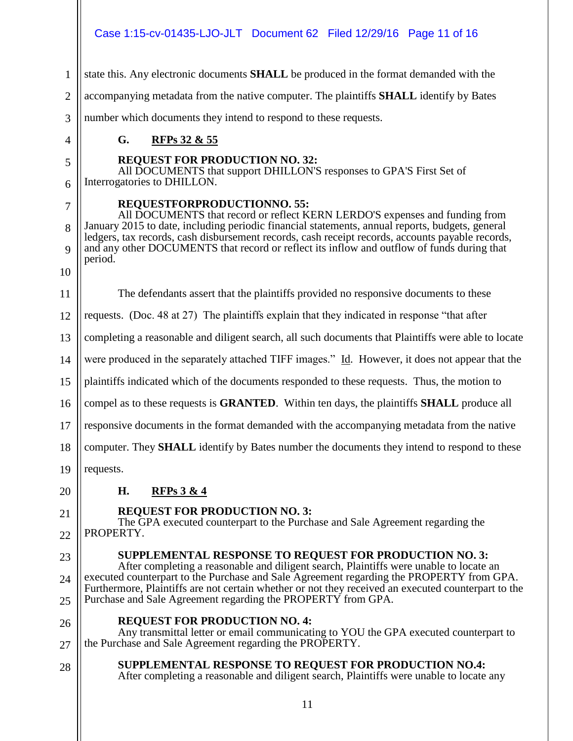state this. Any electronic documents **SHALL** be produced in the format demanded with the accompanying metadata from the native computer. The plaintiffs **SHALL** identify by Bates number which documents they intend to respond to these requests.

### G. RFPs 32 & 55

**REQUEST FOR PRODUCTION NO. 32:**
All DOCUMENTS that support DHILLON'S responses to GPA'S First Set of Interrogatories to DHILLON.

**REQUESTFORPRODUCTIONNO. 55:**
All DOCUMENTS that record or reflect KERN LERDO'S expenses and funding from January 2015 to date, including periodic financial statements, annual reports, budgets, general ledgers, tax records, cash disbursement records, cash receipt records, accounts payable records, and any other DOCUMENTS that record or reflect its inflow and outflow of funds during that period.

The defendants assert that the plaintiffs provided no responsive documents to these requests. (Doc. 48 at 27) The plaintiffs explain that they indicated in response "that after completing a reasonable and diligent search, all such documents that Plaintiffs were able to locate were produced in the separately attached TIFF images." Id. However, it does not appear that the plaintiffs indicated which of the documents responded to these requests. Thus, the motion to compel as to these requests is **GRANTED**. Within ten days, the plaintiffs **SHALL** produce all responsive documents in the format demanded with the accompanying metadata from the native computer. They **SHALL** identify by Bates number the documents they intend to respond to these requests.

### H. RFPs 3 & 4

**REQUEST FOR PRODUCTION NO. 3:**
The GPA executed counterpart to the Purchase and Sale Agreement regarding the PROPERTY.

**SUPPLEMENTAL RESPONSE TO REQUEST FOR PRODUCTION NO. 3:**
After completing a reasonable and diligent search, Plaintiffs were unable to locate an executed counterpart to the Purchase and Sale Agreement regarding the PROPERTY from GPA. Furthermore, Plaintiffs are not certain whether or not they received an executed counterpart to the Purchase and Sale Agreement regarding the PROPERTY from GPA.

**REQUEST FOR PRODUCTION NO. 4:**
Any transmittal letter or email communicating to YOU the GPA executed counterpart to the Purchase and Sale Agreement regarding the PROPERTY.

**SUPPLEMENTAL RESPONSE TO REQUEST FOR PRODUCTION NO.4:**
After completing a reasonable and diligent search, Plaintiffs were unable to locate any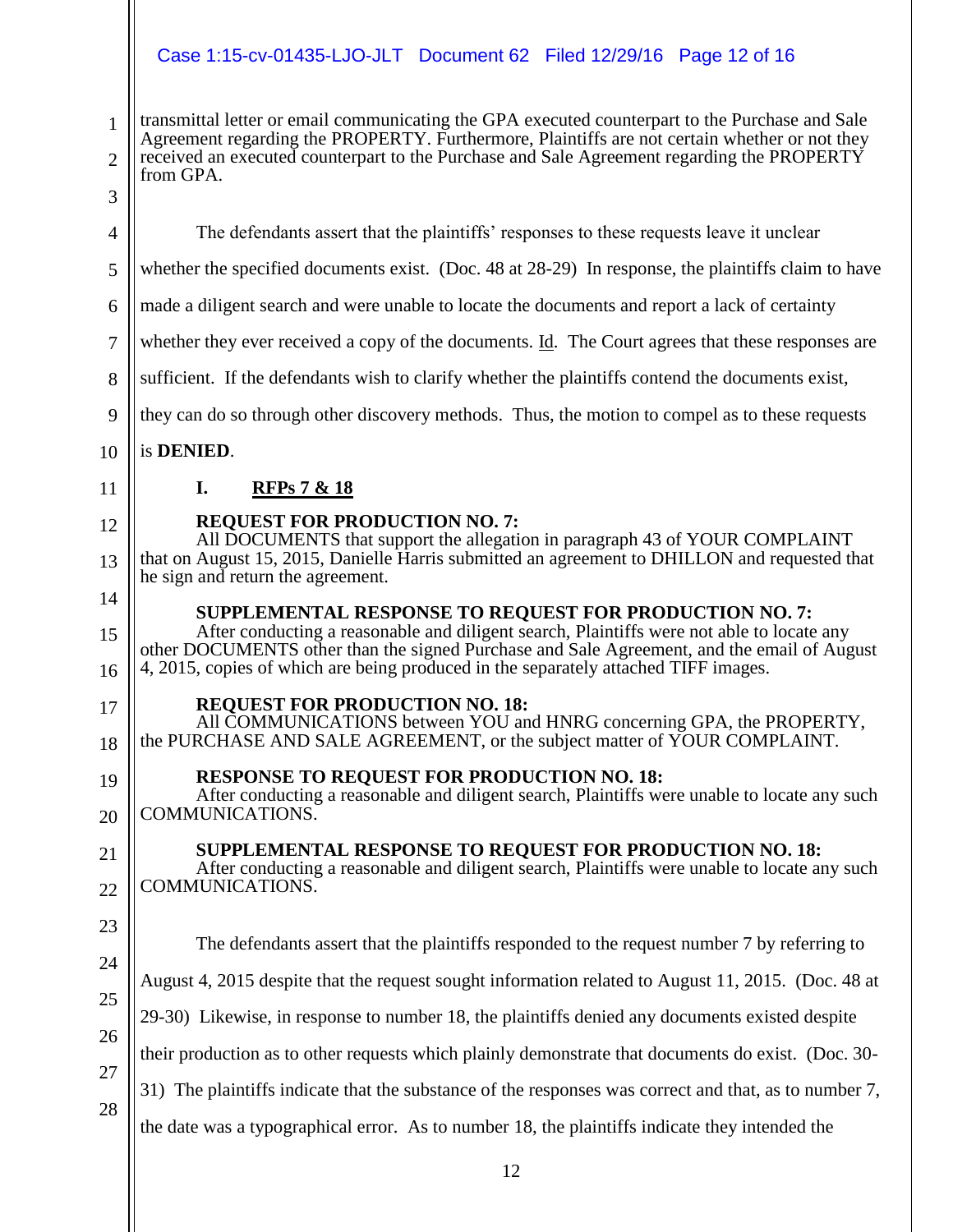transmittal letter or email communicating the GPA executed counterpart to the Purchase and Sale Agreement regarding the PROPERTY. Furthermore, Plaintiffs are not certain whether or not they received an executed counterpart to the Purchase and Sale Agreement regarding the PROPERTY from GPA.

The defendants assert that the plaintiffs' responses to these requests leave it unclear whether the specified documents exist. (Doc. 48 at 28-29) In response, the plaintiffs claim to have made a diligent search and were unable to locate the documents and report a lack of certainty whether they ever received a copy of the documents. Id. The Court agrees that these responses are sufficient. If the defendants wish to clarify whether the plaintiffs contend the documents exist, they can do so through other discovery methods. Thus, the motion to compel as to these requests is **DENIED**.

### I. RFPs 7 & 18

**REQUEST FOR PRODUCTION NO. 7:**

All DOCUMENTS that support the allegation in paragraph 43 of YOUR COMPLAINT that on August 15, 2015, Danielle Harris submitted an agreement to DHILLON and requested that he sign and return the agreement.

**SUPPLEMENTAL RESPONSE TO REQUEST FOR PRODUCTION NO. 7:**

After conducting a reasonable and diligent search, Plaintiffs were not able to locate any other DOCUMENTS other than the signed Purchase and Sale Agreement, and the email of August 4, 2015, copies of which are being produced in the separately attached TIFF images.

**REQUEST FOR PRODUCTION NO. 18:**

All COMMUNICATIONS between YOU and HNRG concerning GPA, the PROPERTY, the PURCHASE AND SALE AGREEMENT, or the subject matter of YOUR COMPLAINT.

**RESPONSE TO REQUEST FOR PRODUCTION NO. 18:**

After conducting a reasonable and diligent search, Plaintiffs were unable to locate any such COMMUNICATIONS.

**SUPPLEMENTAL RESPONSE TO REQUEST FOR PRODUCTION NO. 18:**

After conducting a reasonable and diligent search, Plaintiffs were unable to locate any such COMMUNICATIONS.

The defendants assert that the plaintiffs responded to the request number 7 by referring to August 4, 2015 despite that the request sought information related to August 11, 2015. (Doc. 48 at 29-30) Likewise, in response to number 18, the plaintiffs denied any documents existed despite their production as to other requests which plainly demonstrate that documents do exist. (Doc. 30-31) The plaintiffs indicate that the substance of the responses was correct and that, as to number 7, the date was a typographical error. As to number 18, the plaintiffs indicate they intended the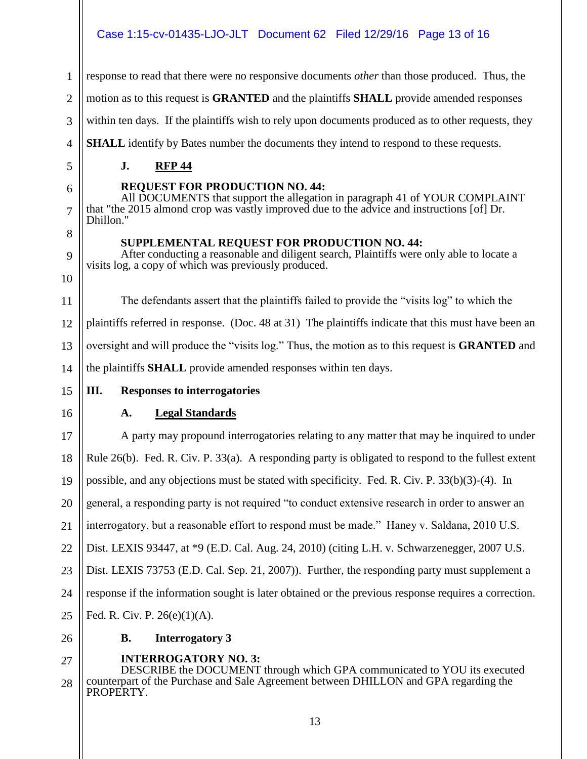response to read that there were no responsive documents *other* than those produced. Thus, the motion as to this request is **GRANTED** and the plaintiffs **SHALL** provide amended responses within ten days. If the plaintiffs wish to rely upon documents produced as to other requests, they **SHALL** identify by Bates number the documents they intend to respond to these requests.

### J. RFP 44

**REQUEST FOR PRODUCTION NO. 44:**
All DOCUMENTS that support the allegation in paragraph 41 of YOUR COMPLAINT that "the 2015 almond crop was vastly improved due to the advice and instructions [of] Dr. Dhillon."

**SUPPLEMENTAL REQUEST FOR PRODUCTION NO. 44:**
After conducting a reasonable and diligent search, Plaintiffs were only able to locate a visits log, a copy of which was previously produced.

The defendants assert that the plaintiffs failed to provide the "visits log" to which the plaintiffs referred in response. (Doc. 48 at 31) The plaintiffs indicate that this must have been an oversight and will produce the "visits log." Thus, the motion as to this request is **GRANTED** and the plaintiffs **SHALL** provide amended responses within ten days.

## III. Responses to interrogatories

### A. Legal Standards

A party may propound interrogatories relating to any matter that may be inquired to under Rule 26(b). Fed. R. Civ. P. 33(a). A responding party is obligated to respond to the fullest extent possible, and any objections must be stated with specificity. Fed. R. Civ. P. 33(b)(3)-(4). In general, a responding party is not required "to conduct extensive research in order to answer an interrogatory, but a reasonable effort to respond must be made." Haney v. Saldana, 2010 U.S. Dist. LEXIS 93447, at *9 (E.D. Cal. Aug. 24, 2010) (citing L.H. v. Schwarzenegger, 2007 U.S. Dist. LEXIS 73753 (E.D. Cal. Sep. 21, 2007)). Further, the responding party must supplement a response if the information sought is later obtained or the previous response requires a correction. Fed. R. Civ. P. 26(e)(1)(A).

### B. Interrogatory 3

**INTERROGATORY NO. 3:**
DESCRIBE the DOCUMENT through which GPA communicated to YOU its executed counterpart of the Purchase and Sale Agreement between DHILLON and GPA regarding the PROPERTY.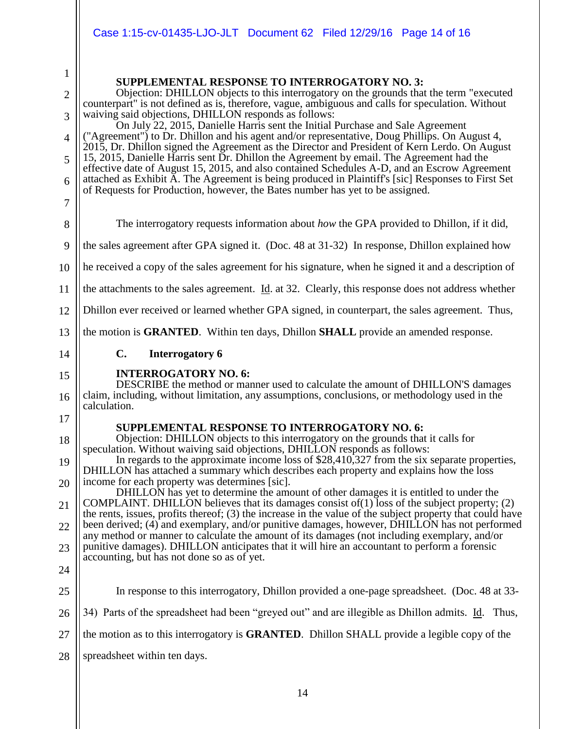**SUPPLEMENTAL RESPONSE TO INTERROGATORY NO. 3:**

Objection: DHILLON objects to this interrogatory on the grounds that the term "executed counterpart" is not defined as is, therefore, vague, ambiguous and calls for speculation. Without waiving said objections, DHILLON responds as follows:

On July 22, 2015, Danielle Harris sent the Initial Purchase and Sale Agreement ("Agreement") to Dr. Dhillon and his agent and/or representative, Doug Phillips. On August 4, 2015, Dr. Dhillon signed the Agreement as the Director and President of Kern Lerdo. On August 15, 2015, Danielle Harris sent Dr. Dhillon the Agreement by email. The Agreement had the effective date of August 15, 2015, and also contained Schedules A-D, and an Escrow Agreement attached as Exhibit A. The Agreement is being produced in Plaintiff's [sic] Responses to First Set of Requests for Production, however, the Bates number has yet to be assigned.

The interrogatory requests information about *how* the GPA provided to Dhillon, if it did, the sales agreement after GPA signed it. (Doc. 48 at 31-32) In response, Dhillon explained how he received a copy of the sales agreement for his signature, when he signed it and a description of the attachments to the sales agreement. Id. at 32. Clearly, this response does not address whether Dhillon ever received or learned whether GPA signed, in counterpart, the sales agreement. Thus, the motion is **GRANTED**. Within ten days, Dhillon **SHALL** provide an amended response.

### C. Interrogatory 6

**INTERROGATORY NO. 6:**

DESCRIBE the method or manner used to calculate the amount of DHILLON'S damages claim, including, without limitation, any assumptions, conclusions, or methodology used in the calculation.

**SUPPLEMENTAL RESPONSE TO INTERROGATORY NO. 6:**

Objection: DHILLON objects to this interrogatory on the grounds that it calls for speculation. Without waiving said objections, DHILLON responds as follows:

In regards to the approximate income loss of $28,410,327 from the six separate properties, DHILLON has attached a summary which describes each property and explains how the loss income for each property was determines [sic].

DHILLON has yet to determine the amount of other damages it is entitled to under the COMPLAINT. DHILLON believes that its damages consist of(1) loss of the subject property; (2) the rents, issues, profits thereof; (3) the increase in the value of the subject property that could have been derived; (4) and exemplary, and/or punitive damages, however, DHILLON has not performed any method or manner to calculate the amount of its damages (not including exemplary, and/or punitive damages). DHILLON anticipates that it will hire an accountant to perform a forensic accounting, but has not done so as of yet.

In response to this interrogatory, Dhillon provided a one-page spreadsheet. (Doc. 48 at 33-34) Parts of the spreadsheet had been "greyed out" and are illegible as Dhillon admits. Id. Thus, the motion as to this interrogatory is **GRANTED**. Dhillon SHALL provide a legible copy of the spreadsheet within ten days.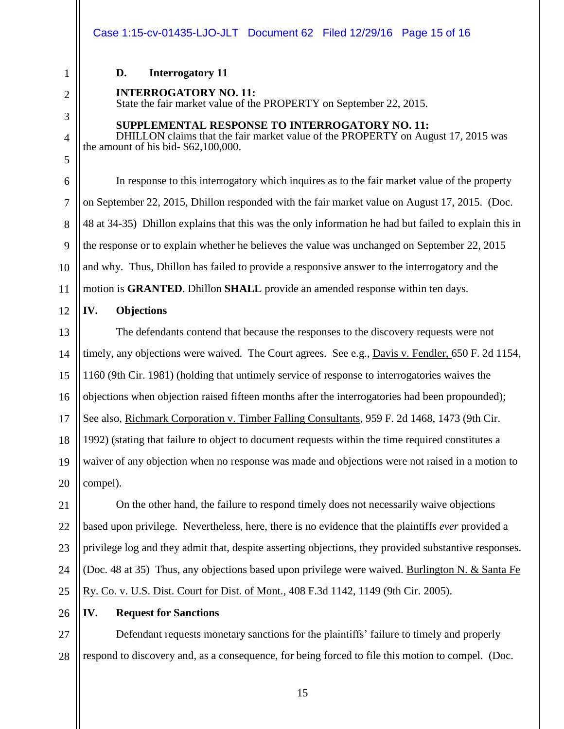### D. Interrogatory 11

**INTERROGATORY NO. 11:**
State the fair market value of the PROPERTY on September 22, 2015.

**SUPPLEMENTAL RESPONSE TO INTERROGATORY NO. 11:**
DHILLON claims that the fair market value of the PROPERTY on August 17, 2015 was the amount of his bid- $62,100,000.

In response to this interrogatory which inquires as to the fair market value of the property on September 22, 2015, Dhillon responded with the fair market value on August 17, 2015. (Doc. 48 at 34-35) Dhillon explains that this was the only information he had but failed to explain this in the response or to explain whether he believes the value was unchanged on September 22, 2015 and why. Thus, Dhillon has failed to provide a responsive answer to the interrogatory and the motion is **GRANTED**. Dhillon **SHALL** provide an amended response within ten days.

## IV. Objections

The defendants contend that because the responses to the discovery requests were not timely, any objections were waived. The Court agrees. See e.g., Davis v. Fendler, 650 F. 2d 1154, 1160 (9th Cir. 1981) (holding that untimely service of response to interrogatories waives the objections when objection raised fifteen months after the interrogatories had been propounded); See also, Richmark Corporation v. Timber Falling Consultants, 959 F. 2d 1468, 1473 (9th Cir. 1992) (stating that failure to object to document requests within the time required constitutes a waiver of any objection when no response was made and objections were not raised in a motion to compel).

On the other hand, the failure to respond timely does not necessarily waive objections based upon privilege. Nevertheless, here, there is no evidence that the plaintiffs *ever* provided a privilege log and they admit that, despite asserting objections, they provided substantive responses. (Doc. 48 at 35) Thus, any objections based upon privilege were waived. Burlington N. & Santa Fe Ry. Co. v. U.S. Dist. Court for Dist. of Mont., 408 F.3d 1142, 1149 (9th Cir. 2005).

## IV. Request for Sanctions

Defendant requests monetary sanctions for the plaintiffs' failure to timely and properly respond to discovery and, as a consequence, for being forced to file this motion to compel. (Doc.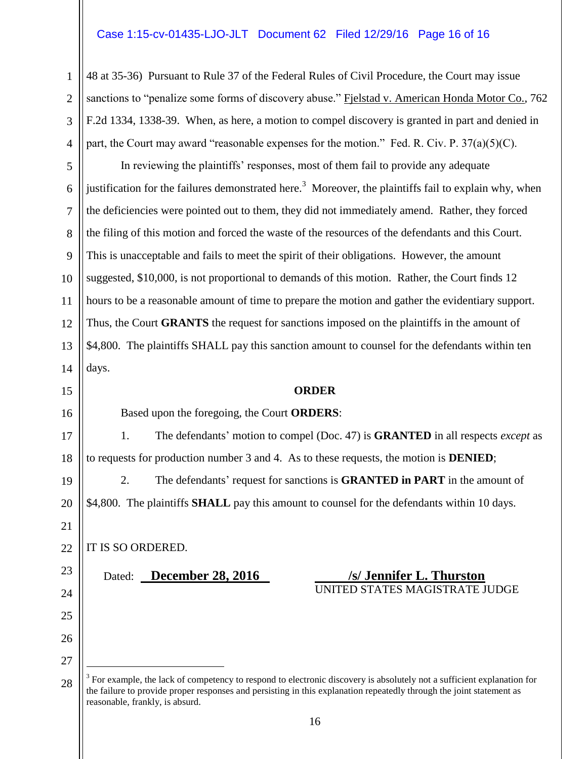48 at 35-36) Pursuant to Rule 37 of the Federal Rules of Civil Procedure, the Court may issue sanctions to "penalize some forms of discovery abuse." Fjelstad v. American Honda Motor Co., 762 F.2d 1334, 1338-39. When, as here, a motion to compel discovery is granted in part and denied in part, the Court may award "reasonable expenses for the motion." Fed. R. Civ. P. 37(a)(5)(C).

In reviewing the plaintiffs' responses, most of them fail to provide any adequate justification for the failures demonstrated here.[3] Moreover, the plaintiffs fail to explain why, when the deficiencies were pointed out to them, they did not immediately amend. Rather, they forced the filing of this motion and forced the waste of the resources of the defendants and this Court. This is unacceptable and fails to meet the spirit of their obligations. However, the amount suggested, $10,000, is not proportional to demands of this motion. Rather, the Court finds 12 hours to be a reasonable amount of time to prepare the motion and gather the evidentiary support. Thus, the Court **GRANTS** the request for sanctions imposed on the plaintiffs in the amount of $4,800. The plaintiffs SHALL pay this sanction amount to counsel for the defendants within ten days.

## ORDER

Based upon the foregoing, the Court **ORDERS**:

1. The defendants' motion to compel (Doc. 47) is **GRANTED** in all respects *except* as to requests for production number 3 and 4. As to these requests, the motion is **DENIED**;

2. The defendants' request for sanctions is **GRANTED in PART** in the amount of $4,800. The plaintiffs **SHALL** pay this amount to counsel for the defendants within 10 days.

IT IS SO ORDERED.

Dated: **December 28, 2016**

**/s/ Jennifer L. Thurston**
UNITED STATES MAGISTRATE JUDGE

---

[3] For example, the lack of competency to respond to electronic discovery is absolutely not a sufficient explanation for the failure to provide proper responses and persisting in this explanation repeatedly through the joint statement as reasonable, frankly, is absurd.